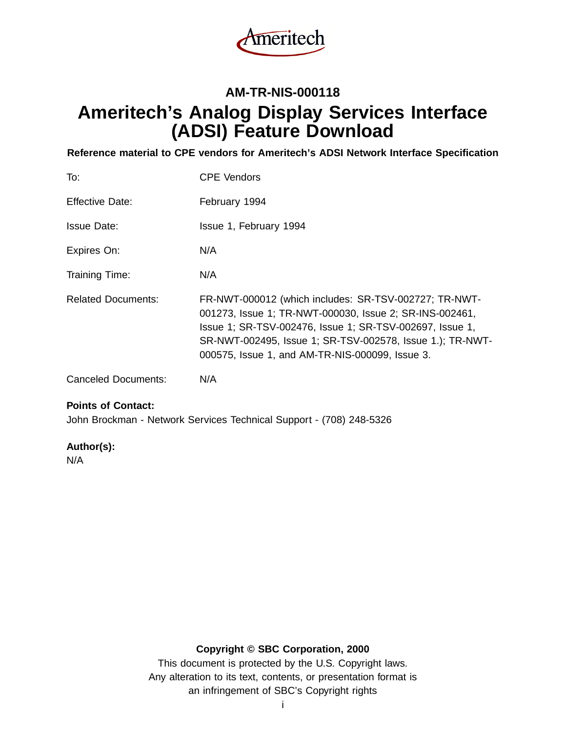Ameritech

**AM-TR-NIS-000118**

# Ameritech's Analog Display Services Interface (ADSI) Feature Download

**Reference material to CPE vendors for Ameritech's ADSI Network Interface Specification**

| | |
|---|---|
| To: | CPE Vendors |
| Effective Date: | February 1994 |
| Issue Date: | Issue 1, February 1994 |
| Expires On: | N/A |
| Training Time: | N/A |
| Related Documents: | FR-NWT-000012 (which includes: SR-TSV-002727; TR-NWT-001273, Issue 1; TR-NWT-000030, Issue 2; SR-INS-002461, Issue 1; SR-TSV-002476, Issue 1; SR-TSV-002697, Issue 1, SR-NWT-002495, Issue 1; SR-TSV-002578, Issue 1.); TR-NWT-000575, Issue 1, and AM-TR-NIS-000099, Issue 3. |
| Canceled Documents: | N/A |

**Points of Contact:**
John Brockman - Network Services Technical Support - (708) 248-5326

**Author(s):**
N/A

**Copyright © SBC Corporation, 2000**
This document is protected by the U.S. Copyright laws.
Any alteration to its text, contents, or presentation format is
an infringement of SBC's Copyright rights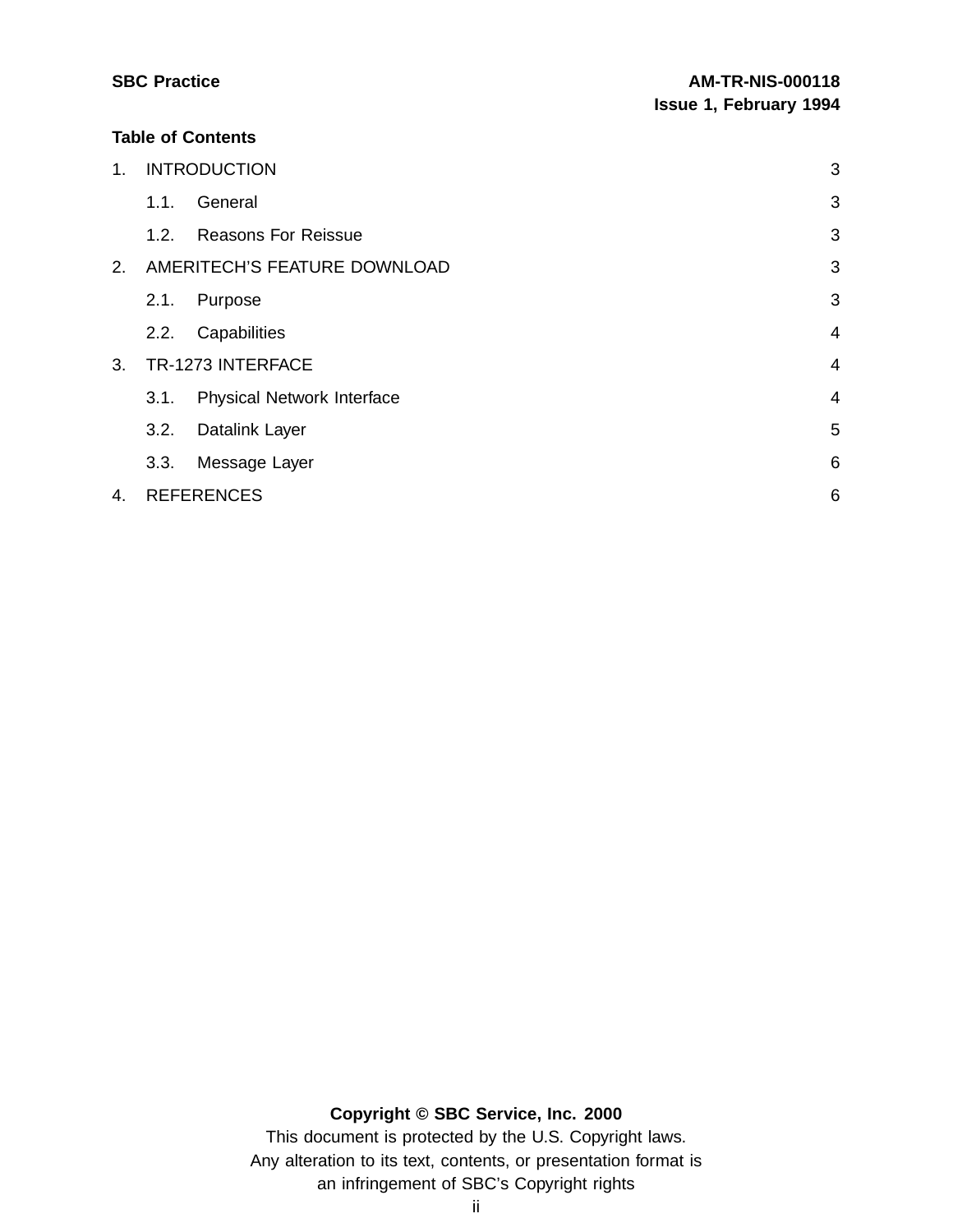## Table of Contents

| | | |
|---|---|---|
| 1. | INTRODUCTION | 3 |
| | 1.1. General | 3 |
| | 1.2. Reasons For Reissue | 3 |
| 2. | AMERITECH'S FEATURE DOWNLOAD | 3 |
| | 2.1. Purpose | 3 |
| | 2.2. Capabilities | 4 |
| 3. | TR-1273 INTERFACE | 4 |
| | 3.1. Physical Network Interface | 4 |
| | 3.2. Datalink Layer | 5 |
| | 3.3. Message Layer | 6 |
| 4. | REFERENCES | 6 |

**Copyright © SBC Service, Inc. 2000**
This document is protected by the U.S. Copyright laws.
Any alteration to its text, contents, or presentation format is
an infringement of SBC's Copyright rights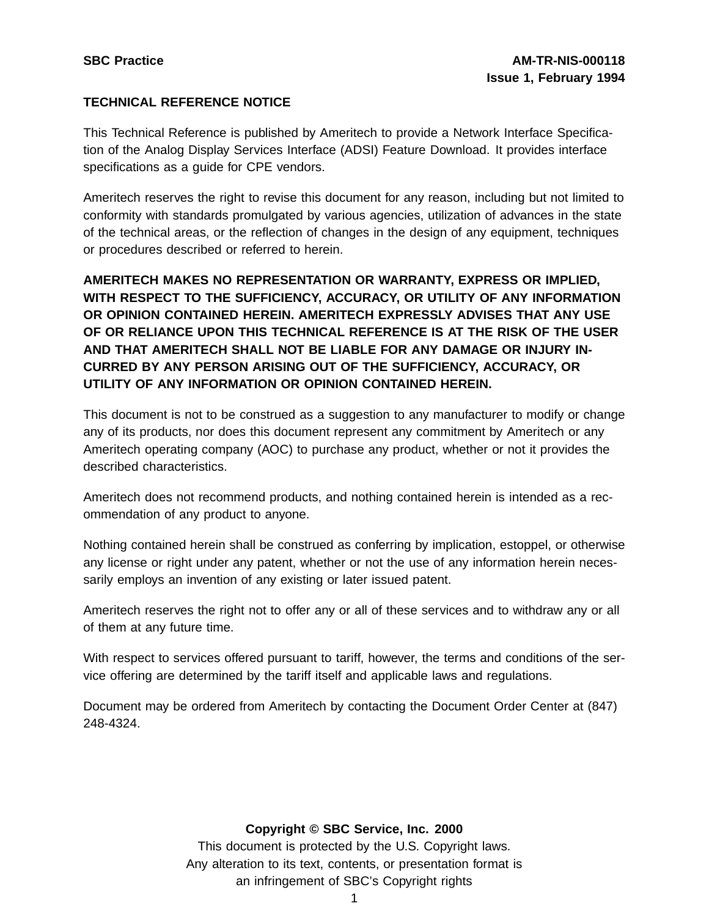## TECHNICAL REFERENCE NOTICE

This Technical Reference is published by Ameritech to provide a Network Interface Specification of the Analog Display Services Interface (ADSI) Feature Download. It provides interface specifications as a guide for CPE vendors.

Ameritech reserves the right to revise this document for any reason, including but not limited to conformity with standards promulgated by various agencies, utilization of advances in the state of the technical areas, or the reflection of changes in the design of any equipment, techniques or procedures described or referred to herein.

**AMERITECH MAKES NO REPRESENTATION OR WARRANTY, EXPRESS OR IMPLIED, WITH RESPECT TO THE SUFFICIENCY, ACCURACY, OR UTILITY OF ANY INFORMATION OR OPINION CONTAINED HEREIN. AMERITECH EXPRESSLY ADVISES THAT ANY USE OF OR RELIANCE UPON THIS TECHNICAL REFERENCE IS AT THE RISK OF THE USER AND THAT AMERITECH SHALL NOT BE LIABLE FOR ANY DAMAGE OR INJURY INCURRED BY ANY PERSON ARISING OUT OF THE SUFFICIENCY, ACCURACY, OR UTILITY OF ANY INFORMATION OR OPINION CONTAINED HEREIN.**

This document is not to be construed as a suggestion to any manufacturer to modify or change any of its products, nor does this document represent any commitment by Ameritech or any Ameritech operating company (AOC) to purchase any product, whether or not it provides the described characteristics.

Ameritech does not recommend products, and nothing contained herein is intended as a recommendation of any product to anyone.

Nothing contained herein shall be construed as conferring by implication, estoppel, or otherwise any license or right under any patent, whether or not the use of any information herein necessarily employs an invention of any existing or later issued patent.

Ameritech reserves the right not to offer any or all of these services and to withdraw any or all of them at any future time.

With respect to services offered pursuant to tariff, however, the terms and conditions of the service offering are determined by the tariff itself and applicable laws and regulations.

Document may be ordered from Ameritech by contacting the Document Order Center at (847) 248-4324.

**Copyright © SBC Service, Inc. 2000**

This document is protected by the U.S. Copyright laws.
Any alteration to its text, contents, or presentation format is an infringement of SBC's Copyright rights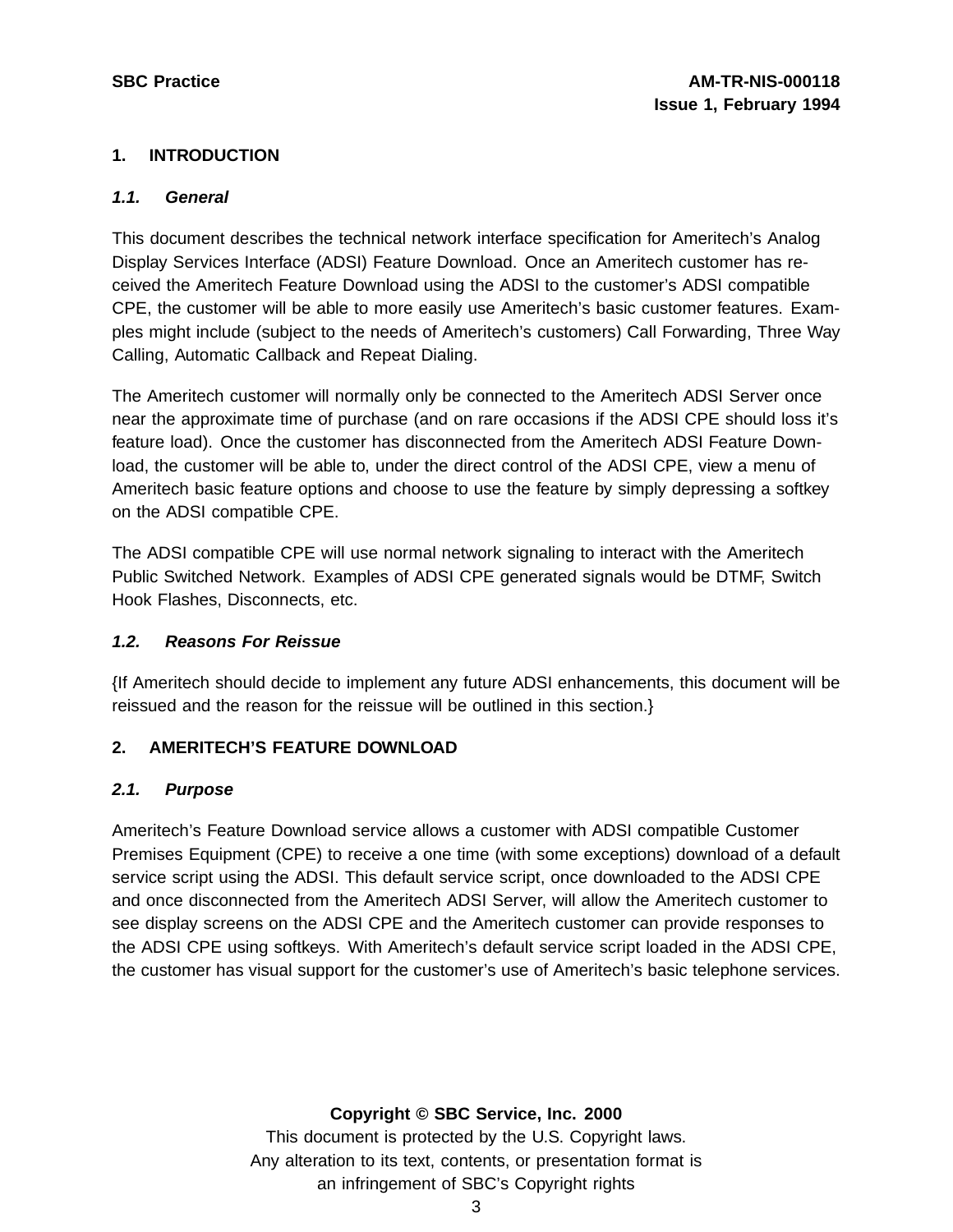# 1. INTRODUCTION

## *1.1. General*

This document describes the technical network interface specification for Ameritech's Analog Display Services Interface (ADSI) Feature Download. Once an Ameritech customer has received the Ameritech Feature Download using the ADSI to the customer's ADSI compatible CPE, the customer will be able to more easily use Ameritech's basic customer features. Examples might include (subject to the needs of Ameritech's customers) Call Forwarding, Three Way Calling, Automatic Callback and Repeat Dialing.

The Ameritech customer will normally only be connected to the Ameritech ADSI Server once near the approximate time of purchase (and on rare occasions if the ADSI CPE should loss it's feature load). Once the customer has disconnected from the Ameritech ADSI Feature Download, the customer will be able to, under the direct control of the ADSI CPE, view a menu of Ameritech basic feature options and choose to use the feature by simply depressing a softkey on the ADSI compatible CPE.

The ADSI compatible CPE will use normal network signaling to interact with the Ameritech Public Switched Network. Examples of ADSI CPE generated signals would be DTMF, Switch Hook Flashes, Disconnects, etc.

## *1.2. Reasons For Reissue*

{If Ameritech should decide to implement any future ADSI enhancements, this document will be reissued and the reason for the reissue will be outlined in this section.}

# 2. AMERITECH'S FEATURE DOWNLOAD

## *2.1. Purpose*

Ameritech's Feature Download service allows a customer with ADSI compatible Customer Premises Equipment (CPE) to receive a one time (with some exceptions) download of a default service script using the ADSI. This default service script, once downloaded to the ADSI CPE and once disconnected from the Ameritech ADSI Server, will allow the Ameritech customer to see display screens on the ADSI CPE and the Ameritech customer can provide responses to the ADSI CPE using softkeys. With Ameritech's default service script loaded in the ADSI CPE, the customer has visual support for the customer's use of Ameritech's basic telephone services.

**Copyright © SBC Service, Inc. 2000**

This document is protected by the U.S. Copyright laws.
Any alteration to its text, contents, or presentation format is
an infringement of SBC's Copyright rights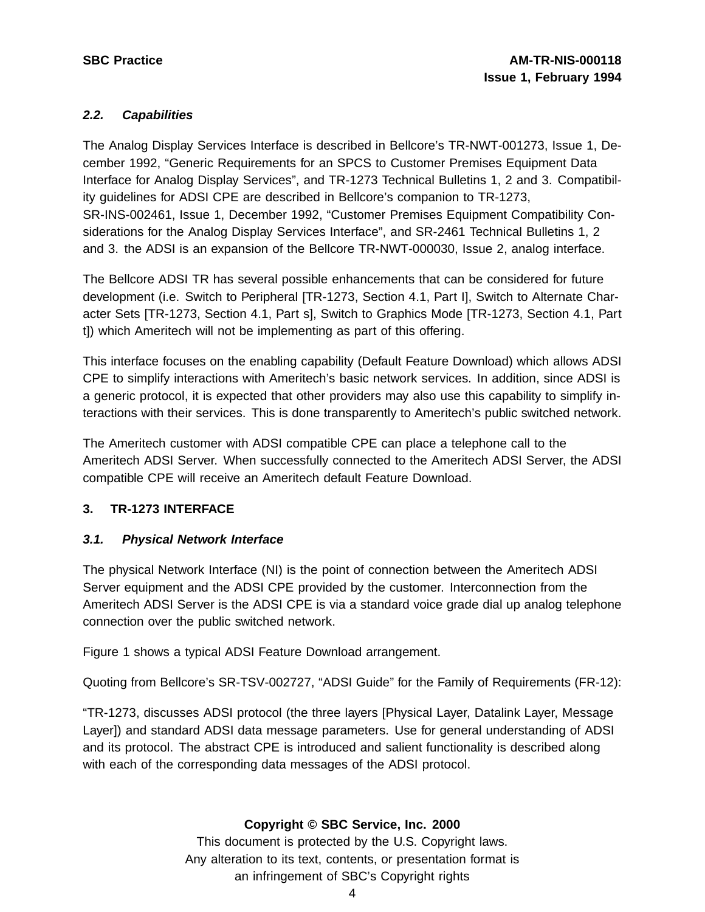### 2.2. *Capabilities*

The Analog Display Services Interface is described in Bellcore's TR-NWT-001273, Issue 1, December 1992, "Generic Requirements for an SPCS to Customer Premises Equipment Data Interface for Analog Display Services", and TR-1273 Technical Bulletins 1, 2 and 3. Compatibility guidelines for ADSI CPE are described in Bellcore's companion to TR-1273, SR-INS-002461, Issue 1, December 1992, "Customer Premises Equipment Compatibility Considerations for the Analog Display Services Interface", and SR-2461 Technical Bulletins 1, 2 and 3. the ADSI is an expansion of the Bellcore TR-NWT-000030, Issue 2, analog interface.

The Bellcore ADSI TR has several possible enhancements that can be considered for future development (i.e. Switch to Peripheral [TR-1273, Section 4.1, Part I], Switch to Alternate Character Sets [TR-1273, Section 4.1, Part s], Switch to Graphics Mode [TR-1273, Section 4.1, Part t]) which Ameritech will not be implementing as part of this offering.

This interface focuses on the enabling capability (Default Feature Download) which allows ADSI CPE to simplify interactions with Ameritech's basic network services. In addition, since ADSI is a generic protocol, it is expected that other providers may also use this capability to simplify interactions with their services. This is done transparently to Ameritech's public switched network.

The Ameritech customer with ADSI compatible CPE can place a telephone call to the Ameritech ADSI Server. When successfully connected to the Ameritech ADSI Server, the ADSI compatible CPE will receive an Ameritech default Feature Download.

## 3. TR-1273 INTERFACE

### 3.1. *Physical Network Interface*

The physical Network Interface (NI) is the point of connection between the Ameritech ADSI Server equipment and the ADSI CPE provided by the customer. Interconnection from the Ameritech ADSI Server is the ADSI CPE is via a standard voice grade dial up analog telephone connection over the public switched network.

Figure 1 shows a typical ADSI Feature Download arrangement.

Quoting from Bellcore's SR-TSV-002727, "ADSI Guide" for the Family of Requirements (FR-12):

"TR-1273, discusses ADSI protocol (the three layers [Physical Layer, Datalink Layer, Message Layer]) and standard ADSI data message parameters. Use for general understanding of ADSI and its protocol. The abstract CPE is introduced and salient functionality is described along with each of the corresponding data messages of the ADSI protocol.

**Copyright © SBC Service, Inc. 2000**
This document is protected by the U.S. Copyright laws.
Any alteration to its text, contents, or presentation format is
an infringement of SBC's Copyright rights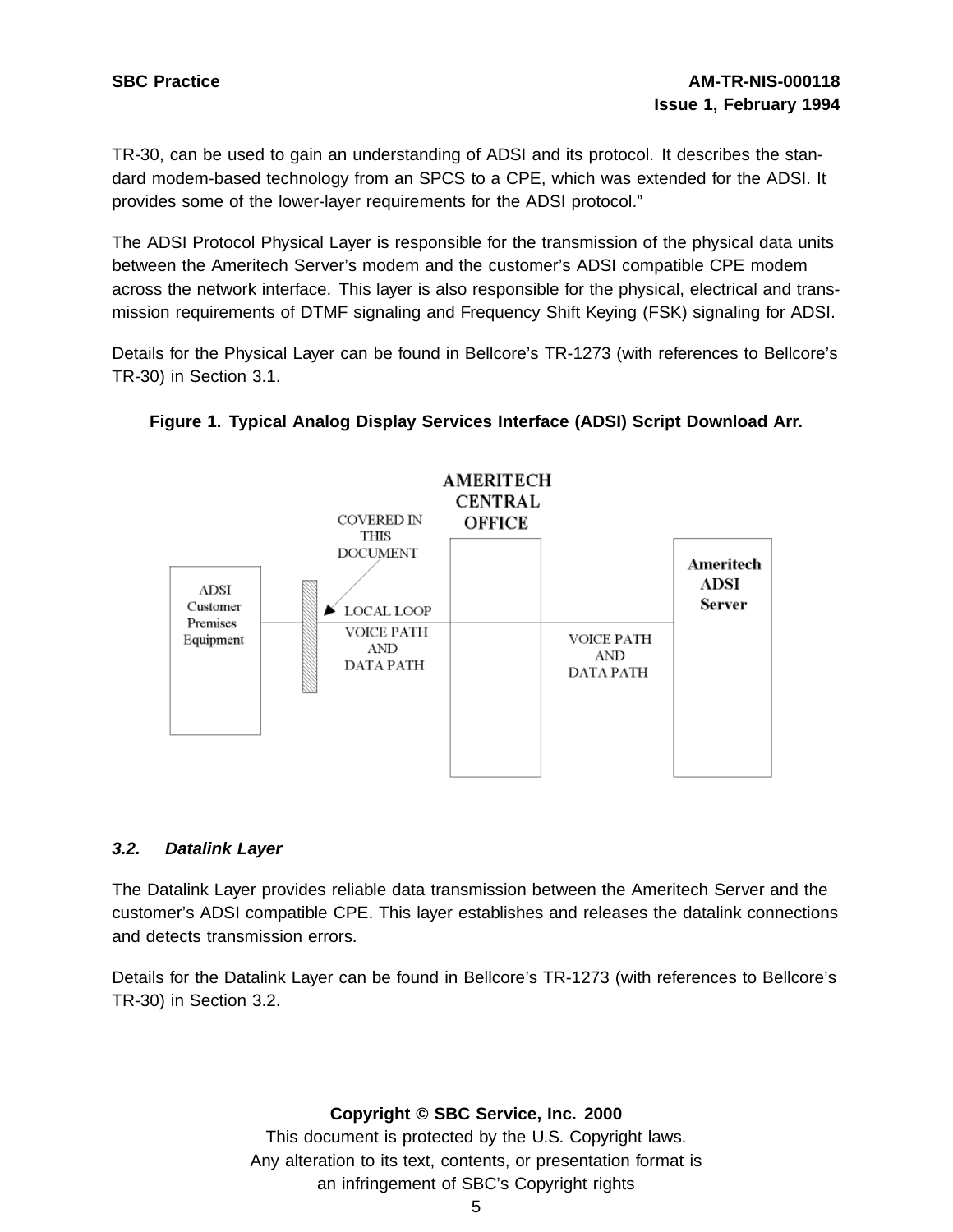TR-30, can be used to gain an understanding of ADSI and its protocol. It describes the standard modem-based technology from an SPCS to a CPE, which was extended for the ADSI. It provides some of the lower-layer requirements for the ADSI protocol."

The ADSI Protocol Physical Layer is responsible for the transmission of the physical data units between the Ameritech Server's modem and the customer's ADSI compatible CPE modem across the network interface. This layer is also responsible for the physical, electrical and transmission requirements of DTMF signaling and Frequency Shift Keying (FSK) signaling for ADSI.

Details for the Physical Layer can be found in Bellcore's TR-1273 (with references to Bellcore's TR-30) in Section 3.1.

**Figure 1. Typical Analog Display Services Interface (ADSI) Script Download Arr.**

AMERITECH CENTRAL OFFICE

COVERED IN THIS DOCUMENT

ADSI Customer Premises Equipment

LOCAL LOOP

VOICE PATH AND DATA PATH

VOICE PATH AND DATA PATH

Ameritech ADSI Server

### *3.2. Datalink Layer*

The Datalink Layer provides reliable data transmission between the Ameritech Server and the customer's ADSI compatible CPE. This layer establishes and releases the datalink connections and detects transmission errors.

Details for the Datalink Layer can be found in Bellcore's TR-1273 (with references to Bellcore's TR-30) in Section 3.2.

**Copyright © SBC Service, Inc. 2000**

This document is protected by the U.S. Copyright laws.
Any alteration to its text, contents, or presentation format is an infringement of SBC's Copyright rights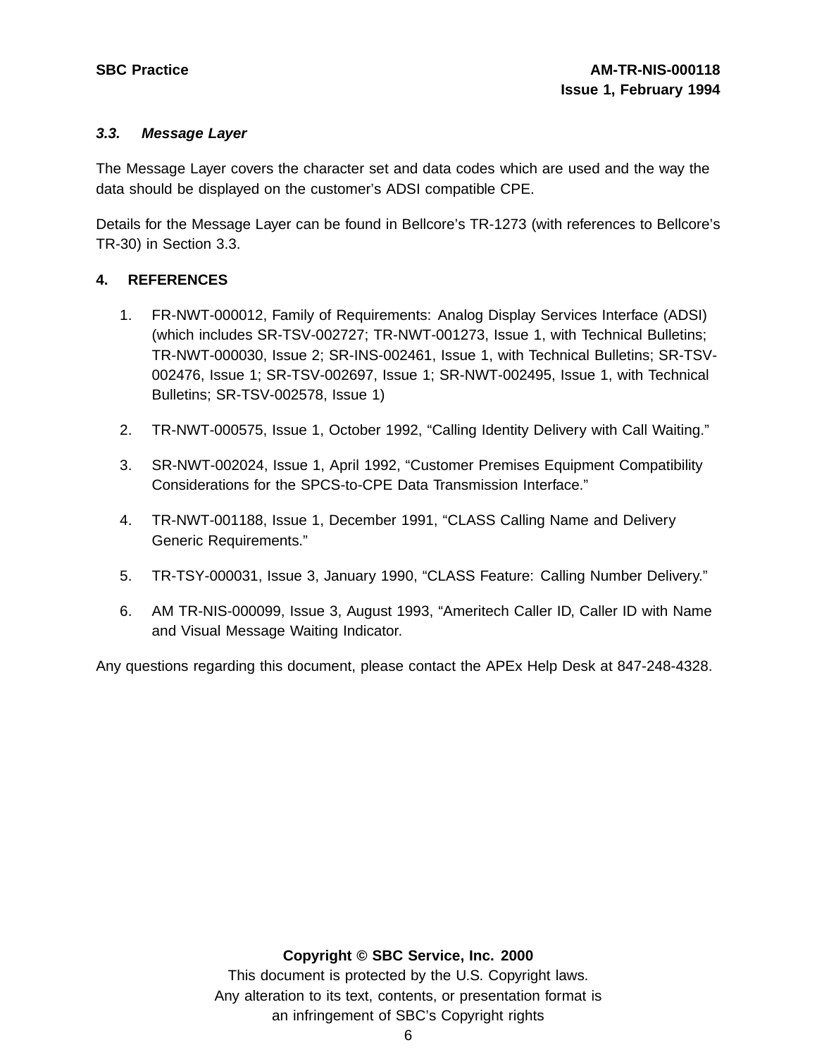### *3.3. Message Layer*

The Message Layer covers the character set and data codes which are used and the way the data should be displayed on the customer's ADSI compatible CPE.

Details for the Message Layer can be found in Bellcore's TR-1273 (with references to Bellcore's TR-30) in Section 3.3.

## 4. REFERENCES

1. FR-NWT-000012, Family of Requirements: Analog Display Services Interface (ADSI) (which includes SR-TSV-002727; TR-NWT-001273, Issue 1, with Technical Bulletins; TR-NWT-000030, Issue 2; SR-INS-002461, Issue 1, with Technical Bulletins; SR-TSV-002476, Issue 1; SR-TSV-002697, Issue 1; SR-NWT-002495, Issue 1, with Technical Bulletins; SR-TSV-002578, Issue 1)
2. TR-NWT-000575, Issue 1, October 1992, "Calling Identity Delivery with Call Waiting."
3. SR-NWT-002024, Issue 1, April 1992, "Customer Premises Equipment Compatibility Considerations for the SPCS-to-CPE Data Transmission Interface."
4. TR-NWT-001188, Issue 1, December 1991, "CLASS Calling Name and Delivery Generic Requirements."
5. TR-TSY-000031, Issue 3, January 1990, "CLASS Feature: Calling Number Delivery."
6. AM TR-NIS-000099, Issue 3, August 1993, "Ameritech Caller ID, Caller ID with Name and Visual Message Waiting Indicator.

Any questions regarding this document, please contact the APEx Help Desk at 847-248-4328.

**Copyright © SBC Service, Inc. 2000**

This document is protected by the U.S. Copyright laws.
Any alteration to its text, contents, or presentation format is an infringement of SBC's Copyright rights